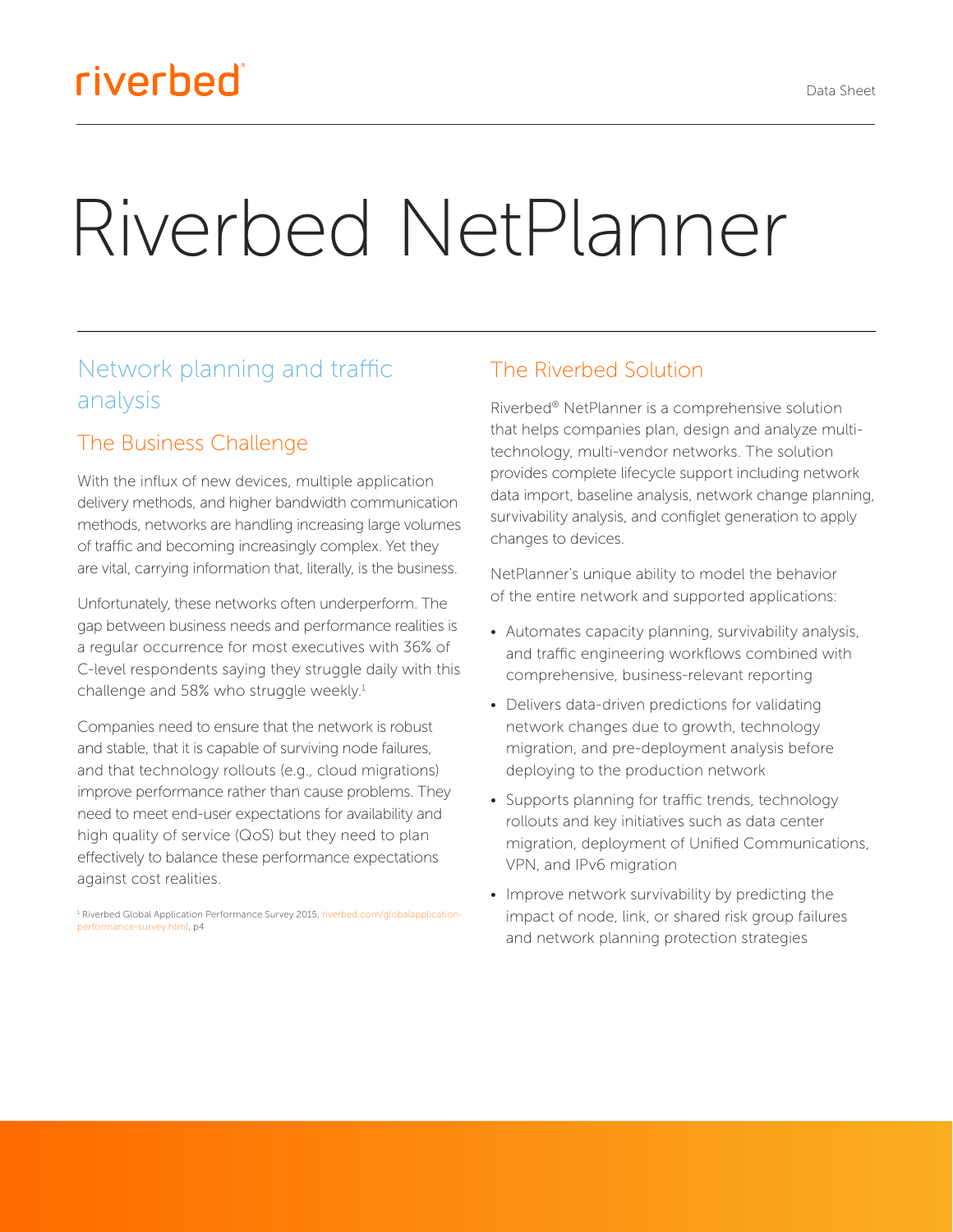riverbed

Data Sheet

# Riverbed NetPlanner

## Network planning and traffic analysis

### The Business Challenge

With the influx of new devices, multiple application delivery methods, and higher bandwidth communication methods, networks are handling increasing large volumes of traffic and becoming increasingly complex. Yet they are vital, carrying information that, literally, is the business.

Unfortunately, these networks often underperform. The gap between business needs and performance realities is a regular occurrence for most executives with 36% of C-level respondents saying they struggle daily with this challenge and 58% who struggle weekly.[1]

Companies need to ensure that the network is robust and stable, that it is capable of surviving node failures, and that technology rollouts (e.g., cloud migrations) improve performance rather than cause problems. They need to meet end-user expectations for availability and high quality of service (QoS) but they need to plan effectively to balance these performance expectations against cost realities.

[1] Riverbed Global Application Performance Survey 2015, riverbed.com/globalapplication-performance-survey.html, p4

### The Riverbed Solution

Riverbed® NetPlanner is a comprehensive solution that helps companies plan, design and analyze multi-technology, multi-vendor networks. The solution provides complete lifecycle support including network data import, baseline analysis, network change planning, survivability analysis, and configlet generation to apply changes to devices.

NetPlanner's unique ability to model the behavior of the entire network and supported applications:

- Automates capacity planning, survivability analysis, and traffic engineering workflows combined with comprehensive, business-relevant reporting
- Delivers data-driven predictions for validating network changes due to growth, technology migration, and pre-deployment analysis before deploying to the production network
- Supports planning for traffic trends, technology rollouts and key initiatives such as data center migration, deployment of Unified Communications, VPN, and IPv6 migration
- Improve network survivability by predicting the impact of node, link, or shared risk group failures and network planning protection strategies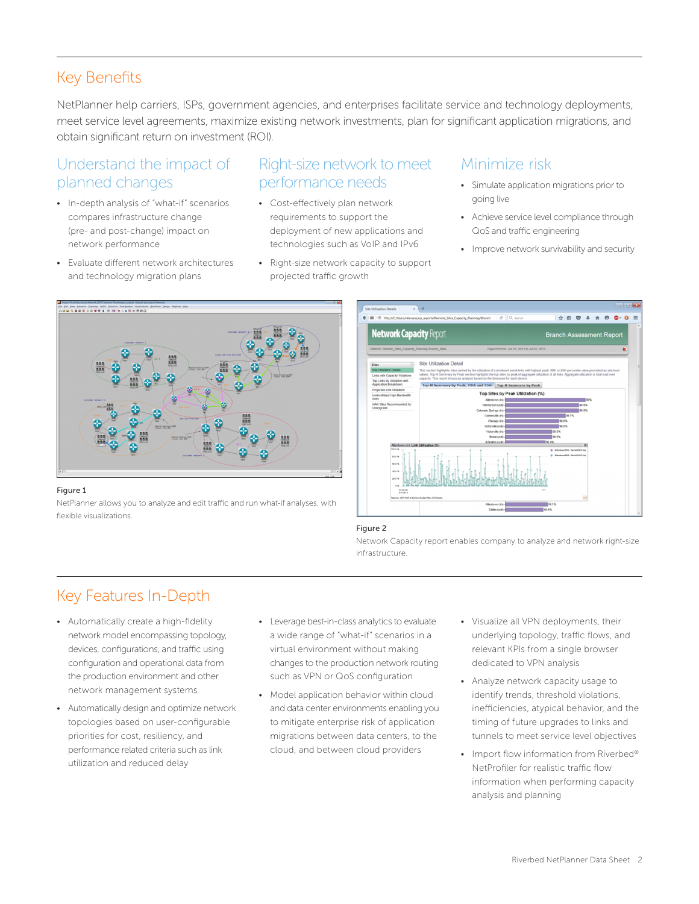## Key Benefits

NetPlanner help carriers, ISPs, government agencies, and enterprises facilitate service and technology deployments, meet service level agreements, maximize existing network investments, plan for significant application migrations, and obtain significant return on investment (ROI).

### Understand the impact of planned changes

- In-depth analysis of "what-if" scenarios compares infrastructure change (pre- and post-change) impact on network performance
- Evaluate different network architectures and technology migration plans

### Right-size network to meet performance needs

- Cost-effectively plan network requirements to support the deployment of new applications and technologies such as VoIP and IPv6
- Right-size network capacity to support projected traffic growth

### Minimize risk

- Simulate application migrations prior to going live
- Achieve service level compliance through QoS and traffic engineering
- Improve network survivability and security

Figure 1

NetPlanner allows you to analyze and edit traffic and run what-if analyses, with flexible visualizations.

Figure 2

Network Capacity report enables company to analyze and network right-size infrastructure.

## Key Features In-Depth

- Automatically create a high-fidelity network model encompassing topology, devices, configurations, and traffic using configuration and operational data from the production environment and other network management systems
- Automatically design and optimize network topologies based on user-configurable priorities for cost, resiliency, and performance related criteria such as link utilization and reduced delay
- Leverage best-in-class analytics to evaluate a wide range of "what-if" scenarios in a virtual environment without making changes to the production network routing such as VPN or QoS configuration
- Model application behavior within cloud and data center environments enabling you to mitigate enterprise risk of application migrations between data centers, to the cloud, and between cloud providers
- Visualize all VPN deployments, their underlying topology, traffic flows, and relevant KPIs from a single browser dedicated to VPN analysis
- Analyze network capacity usage to identify trends, threshold violations, inefficiencies, atypical behavior, and the timing of future upgrades to links and tunnels to meet service level objectives
- Import flow information from Riverbed® NetProfiler for realistic traffic flow information when performing capacity analysis and planning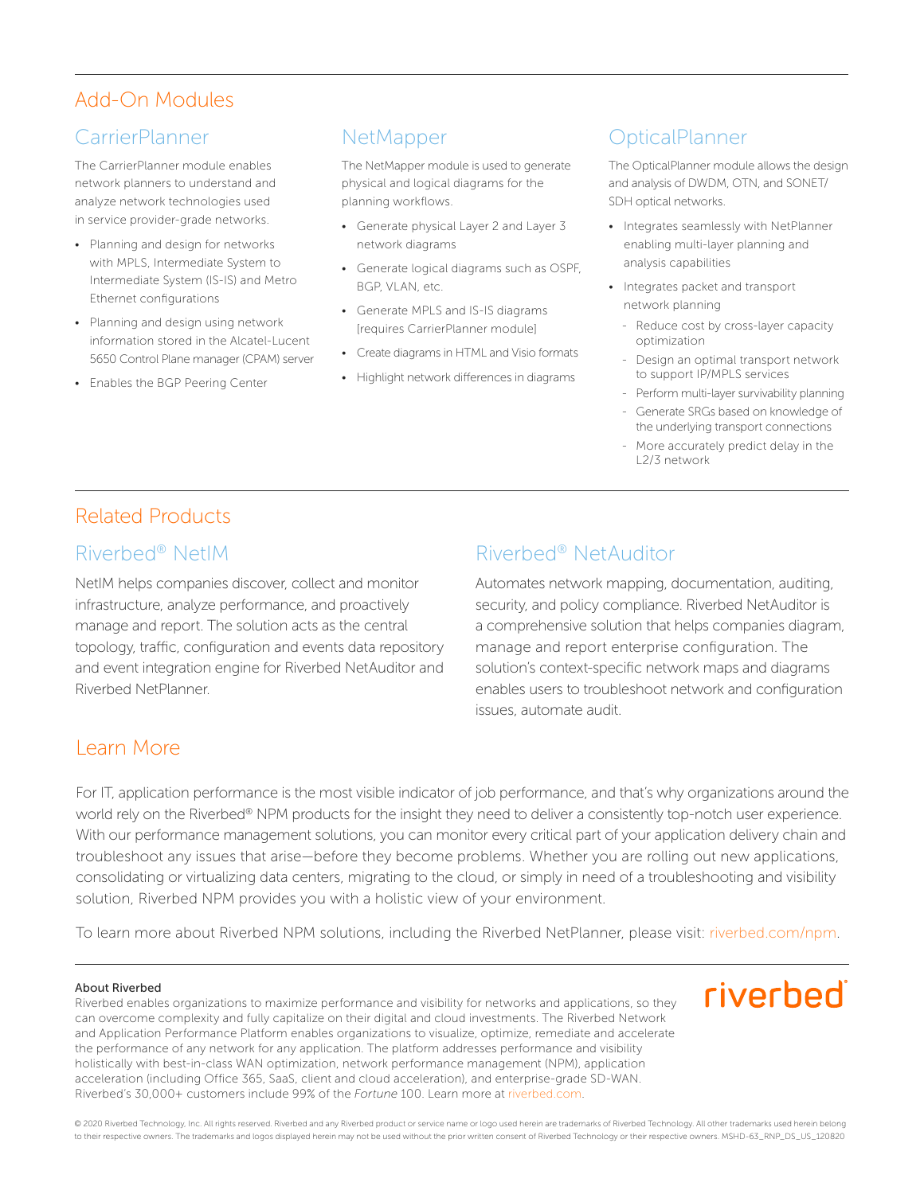## Add-On Modules

### CarrierPlanner

The CarrierPlanner module enables network planners to understand and analyze network technologies used in service provider-grade networks.

- Planning and design for networks with MPLS, Intermediate System to Intermediate System (IS-IS) and Metro Ethernet configurations
- Planning and design using network information stored in the Alcatel-Lucent 5650 Control Plane manager (CPAM) server
- Enables the BGP Peering Center

### NetMapper

The NetMapper module is used to generate physical and logical diagrams for the planning workflows.

- Generate physical Layer 2 and Layer 3 network diagrams
- Generate logical diagrams such as OSPF, BGP, VLAN, etc.
- Generate MPLS and IS-IS diagrams [requires CarrierPlanner module]
- Create diagrams in HTML and Visio formats
- Highlight network differences in diagrams

### OpticalPlanner

The OpticalPlanner module allows the design and analysis of DWDM, OTN, and SONET/SDH optical networks.

- Integrates seamlessly with NetPlanner enabling multi-layer planning and analysis capabilities
- Integrates packet and transport network planning
  - Reduce cost by cross-layer capacity optimization
  - Design an optimal transport network to support IP/MPLS services
  - Perform multi-layer survivability planning
  - Generate SRGs based on knowledge of the underlying transport connections
  - More accurately predict delay in the L2/3 network

## Related Products

### Riverbed® NetIM

NetIM helps companies discover, collect and monitor infrastructure, analyze performance, and proactively manage and report. The solution acts as the central topology, traffic, configuration and events data repository and event integration engine for Riverbed NetAuditor and Riverbed NetPlanner.

### Riverbed® NetAuditor

Automates network mapping, documentation, auditing, security, and policy compliance. Riverbed NetAuditor is a comprehensive solution that helps companies diagram, manage and report enterprise configuration. The solution's context-specific network maps and diagrams enables users to troubleshoot network and configuration issues, automate audit.

## Learn More

For IT, application performance is the most visible indicator of job performance, and that's why organizations around the world rely on the Riverbed® NPM products for the insight they need to deliver a consistently top-notch user experience. With our performance management solutions, you can monitor every critical part of your application delivery chain and troubleshoot any issues that arise—before they become problems. Whether you are rolling out new applications, consolidating or virtualizing data centers, migrating to the cloud, or simply in need of a troubleshooting and visibility solution, Riverbed NPM provides you with a holistic view of your environment.

To learn more about Riverbed NPM solutions, including the Riverbed NetPlanner, please visit: riverbed.com/npm.

**About Riverbed**

Riverbed enables organizations to maximize performance and visibility for networks and applications, so they can overcome complexity and fully capitalize on their digital and cloud investments. The Riverbed Network and Application Performance Platform enables organizations to visualize, optimize, remediate and accelerate the performance of any network for any application. The platform addresses performance and visibility holistically with best-in-class WAN optimization, network performance management (NPM), application acceleration (including Office 365, SaaS, client and cloud acceleration), and enterprise-grade SD-WAN. Riverbed's 30,000+ customers include 99% of the *Fortune* 100. Learn more at riverbed.com.

riverbed

© 2020 Riverbed Technology, Inc. All rights reserved. Riverbed and any Riverbed product or service name or logo used herein are trademarks of Riverbed Technology. All other trademarks used herein belong to their respective owners. The trademarks and logos displayed herein may not be used without the prior written consent of Riverbed Technology or their respective owners. MSHD-63_RNP_DS_US_120820